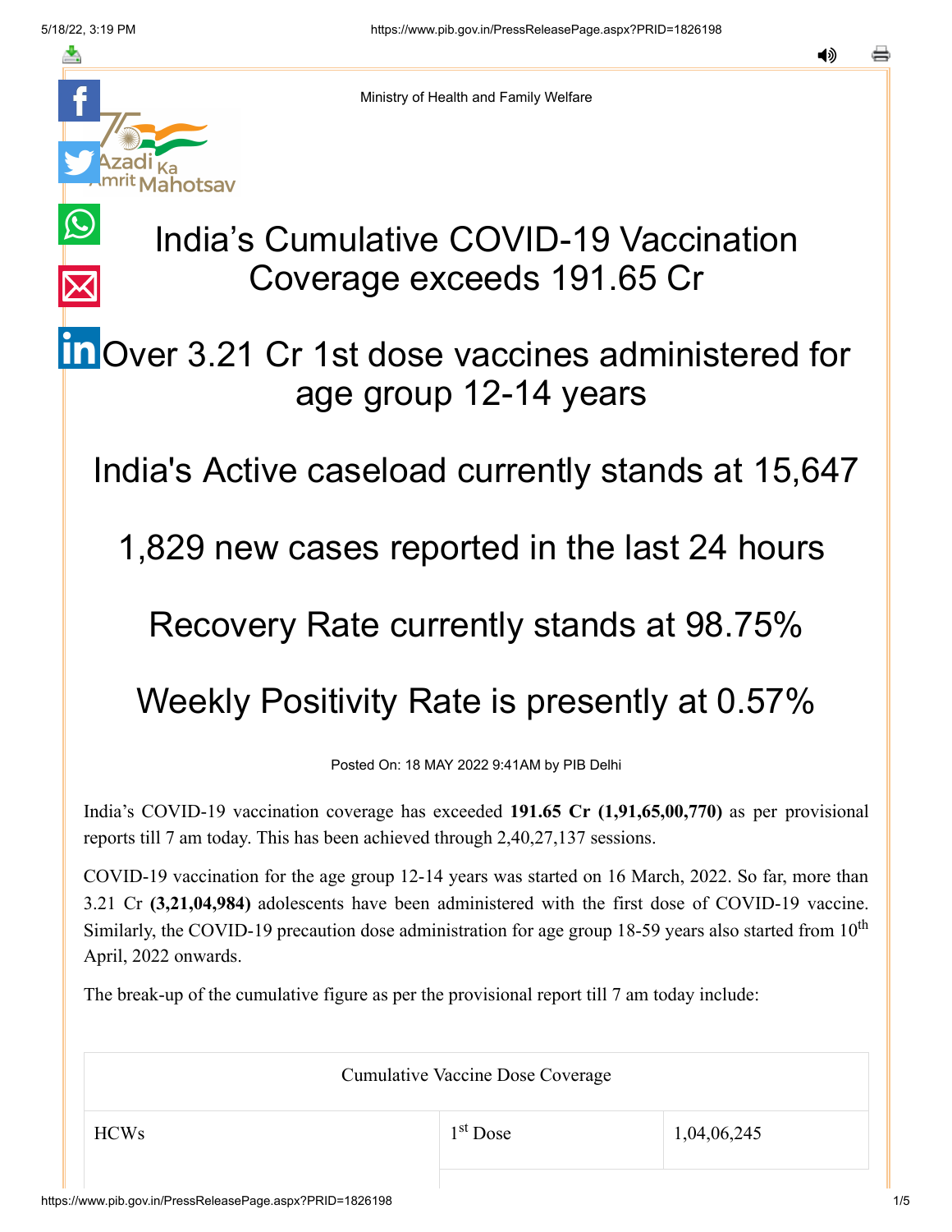Ministry of Health and Family Welfare

# India’s Cumulative COVID-19 Vaccination Coverage exceeds 191.65 Cr

## Over 3.21 Cr 1st dose vaccines administered for age group 12-14 years

## India's Active caseload currently stands at 15,647

## 1,829 new cases reported in the last 24 hours

## Recovery Rate currently stands at 98.75%

## Weekly Positivity Rate is presently at 0.57%

Posted On: 18 MAY 2022 9:41AM by PIB Delhi

India’s COVID-19 vaccination coverage has exceeded **191.65 Cr (1,91,65,00,770)** as per provisional reports till 7 am today. This has been achieved through 2,40,27,137 sessions.

COVID-19 vaccination for the age group 12-14 years was started on 16 March, 2022. So far, more than 3.21 Cr **(3,21,04,984)** adolescents have been administered with the first dose of COVID-19 vaccine. Similarly, the COVID-19 precaution dose administration for age group 18-59 years also started from 10th April, 2022 onwards.

The break-up of the cumulative figure as per the provisional report till 7 am today include:

| Cumulative Vaccine Dose Coverage | | |
|---|---|---|
| HCWs | 1st Dose | 1,04,06,245 |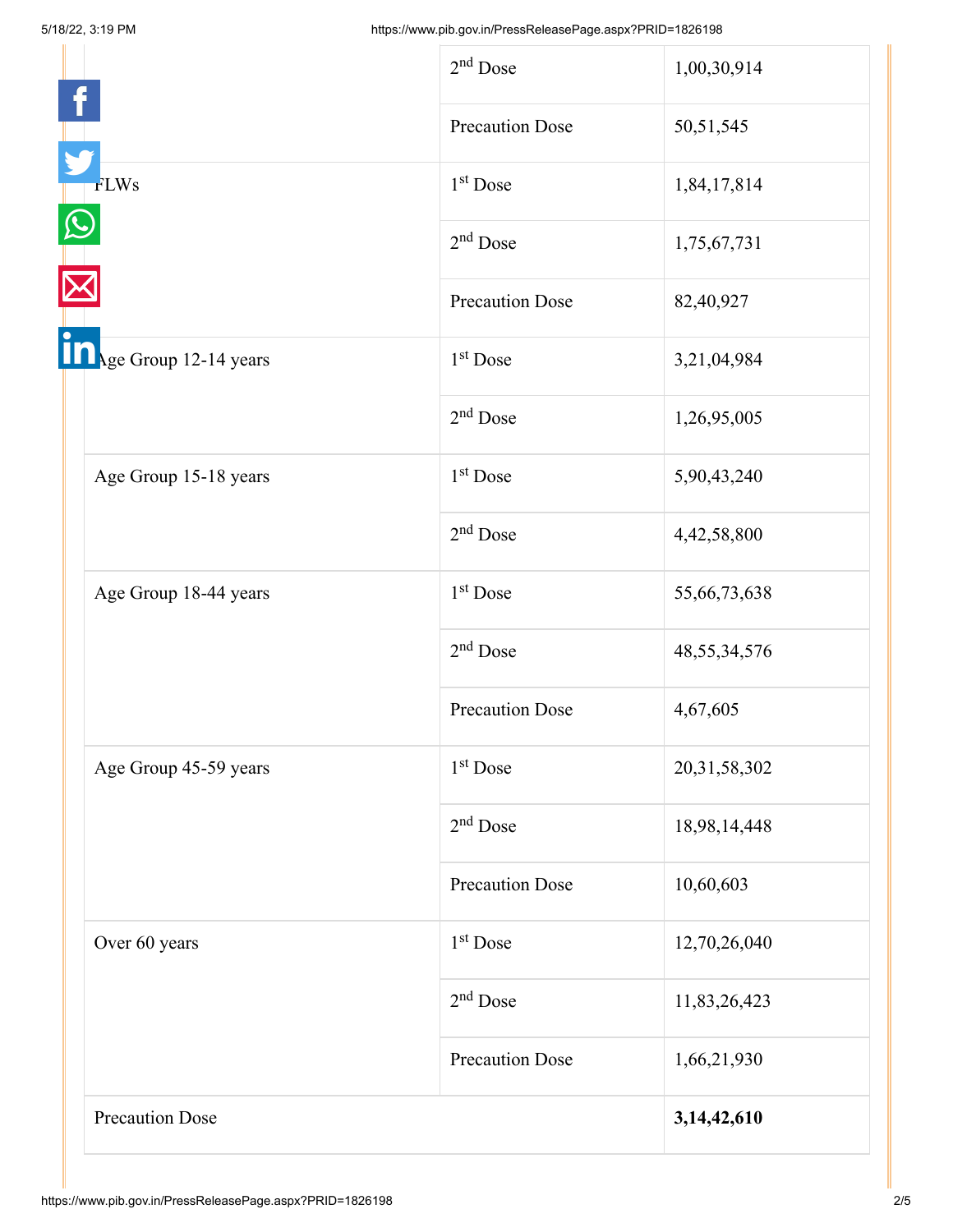| | | |
|---|---|---|
| | 2nd Dose | 1,00,30,914 |
| | Precaution Dose | 50,51,545 |
| FLWs | 1st Dose | 1,84,17,814 |
| | 2nd Dose | 1,75,67,731 |
| | Precaution Dose | 82,40,927 |
| Age Group 12-14 years | 1st Dose | 3,21,04,984 |
| | 2nd Dose | 1,26,95,005 |
| Age Group 15-18 years | 1st Dose | 5,90,43,240 |
| | 2nd Dose | 4,42,58,800 |
| Age Group 18-44 years | 1st Dose | 55,66,73,638 |
| | 2nd Dose | 48,55,34,576 |
| | Precaution Dose | 4,67,605 |
| Age Group 45-59 years | 1st Dose | 20,31,58,302 |
| | 2nd Dose | 18,98,14,448 |
| | Precaution Dose | 10,60,603 |
| Over 60 years | 1st Dose | 12,70,26,040 |
| | 2nd Dose | 11,83,26,423 |
| | Precaution Dose | 1,66,21,930 |
| Precaution Dose | | **3,14,42,610** |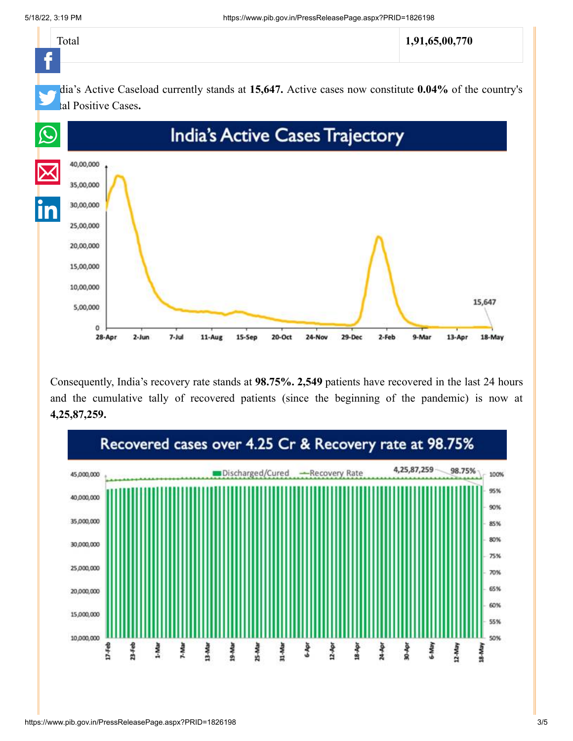| Total | **1,91,65,00,770** |
|---|---|

India's Active Caseload currently stands at **15,647.** Active cases now constitute **0.04%** of the country's total Positive Cases**.**

Consequently, India's recovery rate stands at **98.75%. 2,549** patients have recovered in the last 24 hours and the cumulative tally of recovered patients (since the beginning of the pandemic) is now at **4,25,87,259.**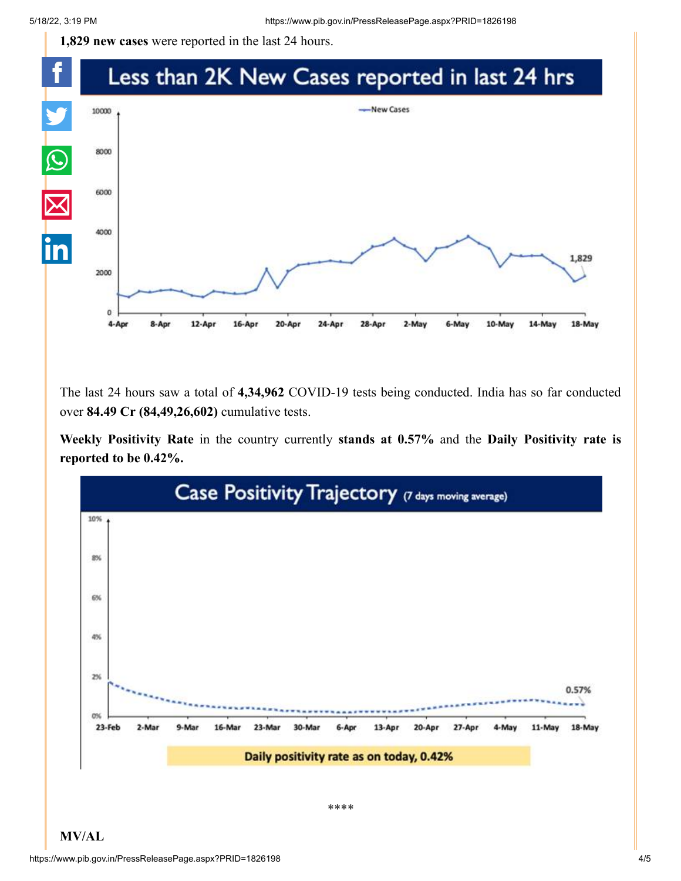**1,829 new cases** were reported in the last 24 hours.

The last 24 hours saw a total of **4,34,962** COVID-19 tests being conducted. India has so far conducted over **84.49 Cr (84,49,26,602)** cumulative tests.

**Weekly Positivity Rate** in the country currently **stands at 0.57%** and the **Daily Positivity rate is reported to be 0.42%.**

****

**MV/AL**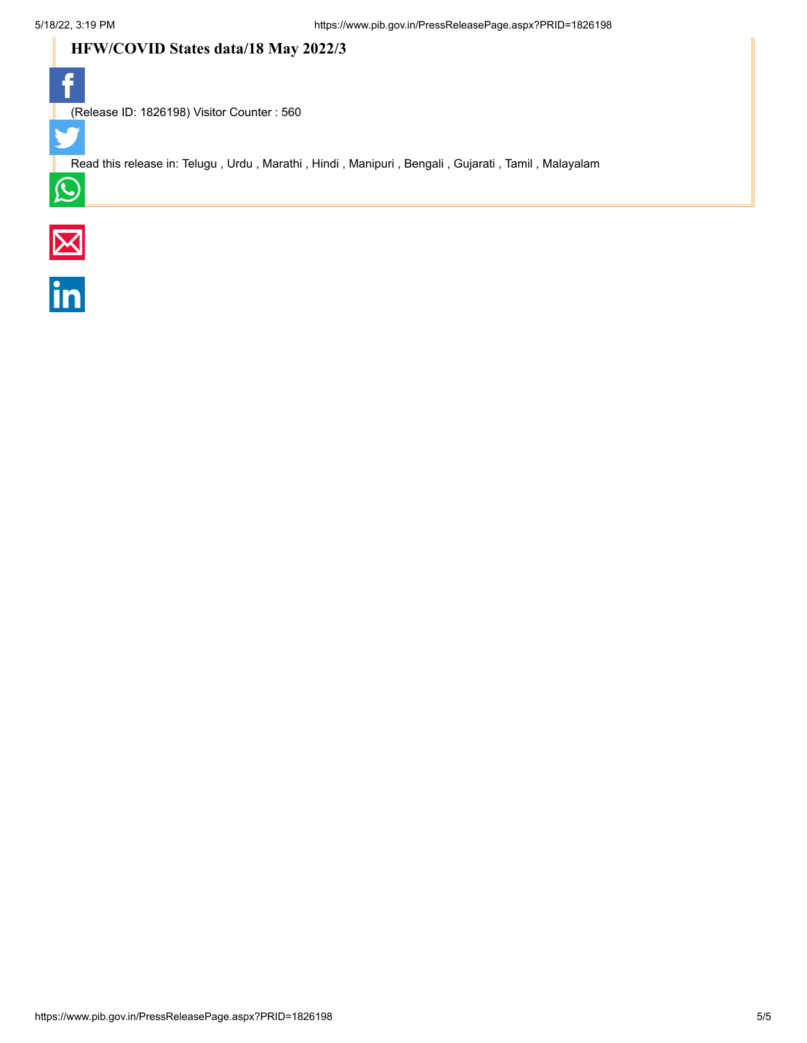**HFW/COVID States data/18 May 2022/3**

(Release ID: 1826198) Visitor Counter : 560

Read this release in: Telugu , Urdu , Marathi , Hindi , Manipuri , Bengali , Gujarati , Tamil , Malayalam